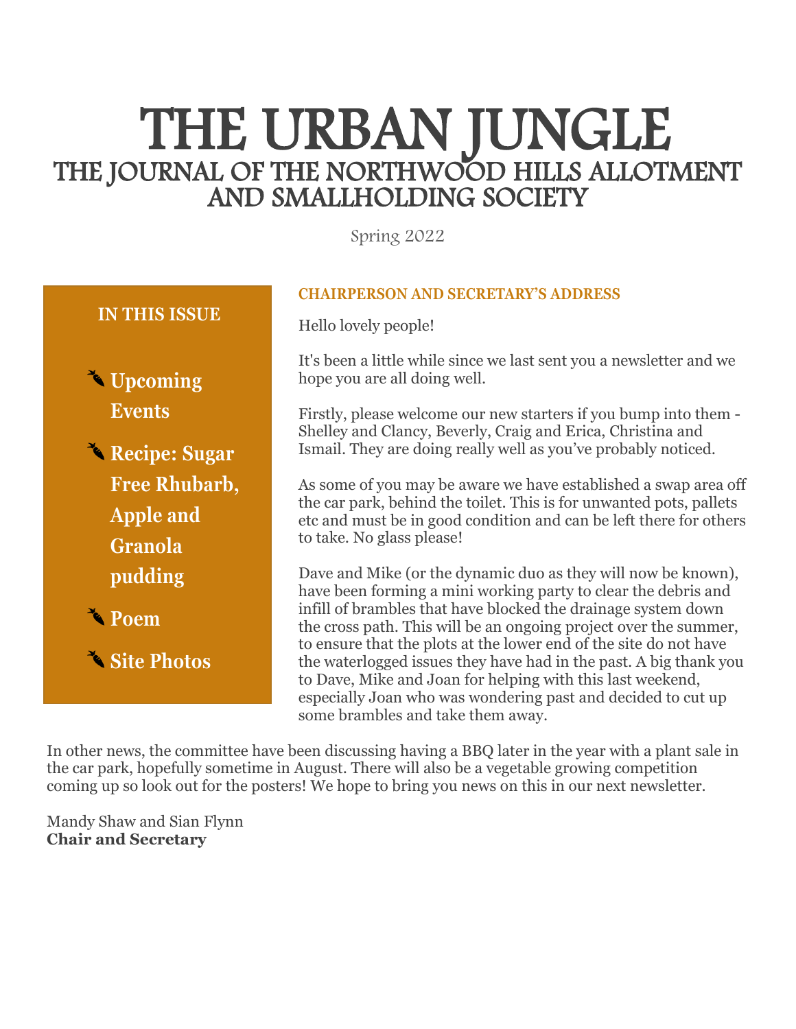# THE URBAN JUNGLE

## THE JOURNAL OF THE NORTHWOOD HILLS ALLOTMENT AND SMALLHOLDING SOCIETY

Spring 2022

**IN THIS ISSUE**

- **Upcoming Events**
- **Recipe: Sugar Free Rhubarb, Apple and Granola pudding**
- **Poem**
- **Site Photos**

### CHAIRPERSON AND SECRETARY'S ADDRESS

Hello lovely people!

It's been a little while since we last sent you a newsletter and we hope you are all doing well.

Firstly, please welcome our new starters if you bump into them - Shelley and Clancy, Beverly, Craig and Erica, Christina and Ismail. They are doing really well as you've probably noticed.

As some of you may be aware we have established a swap area off the car park, behind the toilet. This is for unwanted pots, pallets etc and must be in good condition and can be left there for others to take. No glass please!

Dave and Mike (or the dynamic duo as they will now be known), have been forming a mini working party to clear the debris and infill of brambles that have blocked the drainage system down the cross path. This will be an ongoing project over the summer, to ensure that the plots at the lower end of the site do not have the waterlogged issues they have had in the past. A big thank you to Dave, Mike and Joan for helping with this last weekend, especially Joan who was wondering past and decided to cut up some brambles and take them away.

In other news, the committee have been discussing having a BBQ later in the year with a plant sale in the car park, hopefully sometime in August. There will also be a vegetable growing competition coming up so look out for the posters! We hope to bring you news on this in our next newsletter.

Mandy Shaw and Sian Flynn
**Chair and Secretary**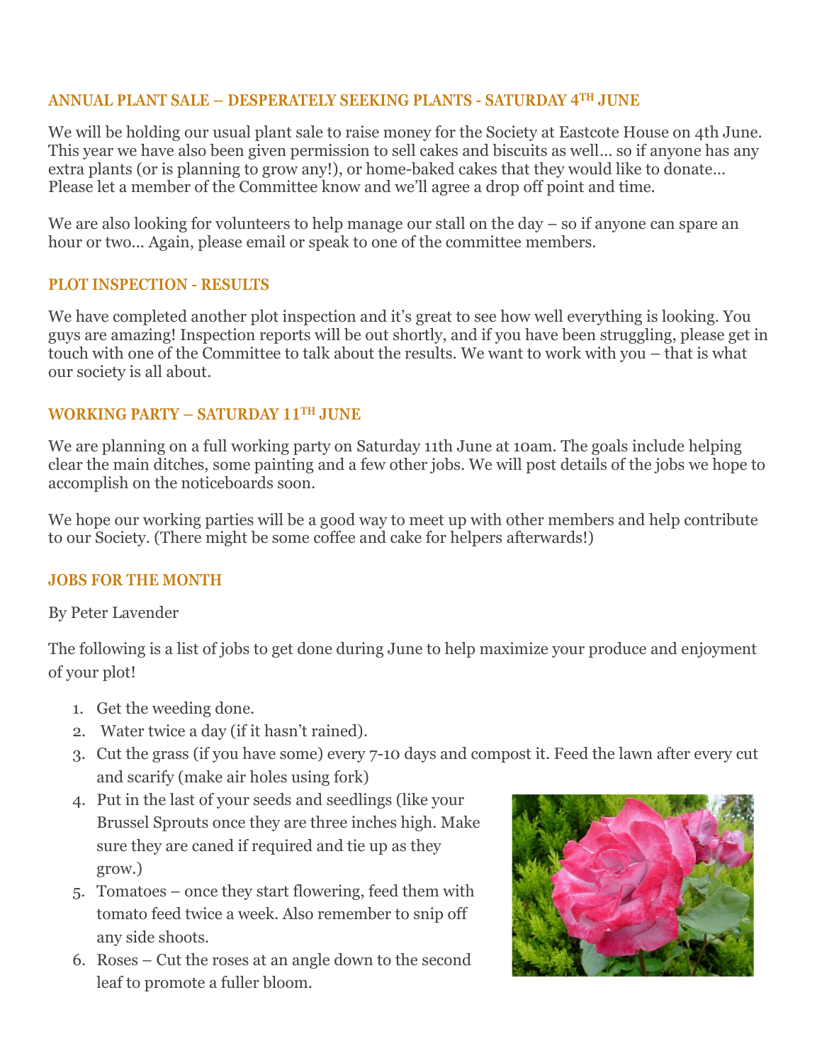## ANNUAL PLANT SALE – DESPERATELY SEEKING PLANTS - SATURDAY 4TH JUNE

We will be holding our usual plant sale to raise money for the Society at Eastcote House on 4th June. This year we have also been given permission to sell cakes and biscuits as well… so if anyone has any extra plants (or is planning to grow any!), or home-baked cakes that they would like to donate… Please let a member of the Committee know and we'll agree a drop off point and time.

We are also looking for volunteers to help manage our stall on the day – so if anyone can spare an hour or two… Again, please email or speak to one of the committee members.

## PLOT INSPECTION - RESULTS

We have completed another plot inspection and it's great to see how well everything is looking. You guys are amazing! Inspection reports will be out shortly, and if you have been struggling, please get in touch with one of the Committee to talk about the results. We want to work with you – that is what our society is all about.

## WORKING PARTY – SATURDAY 11TH JUNE

We are planning on a full working party on Saturday 11th June at 10am. The goals include helping clear the main ditches, some painting and a few other jobs. We will post details of the jobs we hope to accomplish on the noticeboards soon.

We hope our working parties will be a good way to meet up with other members and help contribute to our Society. (There might be some coffee and cake for helpers afterwards!)

## JOBS FOR THE MONTH

By Peter Lavender

The following is a list of jobs to get done during June to help maximize your produce and enjoyment of your plot!

1. Get the weeding done.
2. Water twice a day (if it hasn't rained).
3. Cut the grass (if you have some) every 7-10 days and compost it. Feed the lawn after every cut and scarify (make air holes using fork)
4. Put in the last of your seeds and seedlings (like your Brussel Sprouts once they are three inches high. Make sure they are caned if required and tie up as they grow.)
5. Tomatoes – once they start flowering, feed them with tomato feed twice a week. Also remember to snip off any side shoots.
6. Roses – Cut the roses at an angle down to the second leaf to promote a fuller bloom.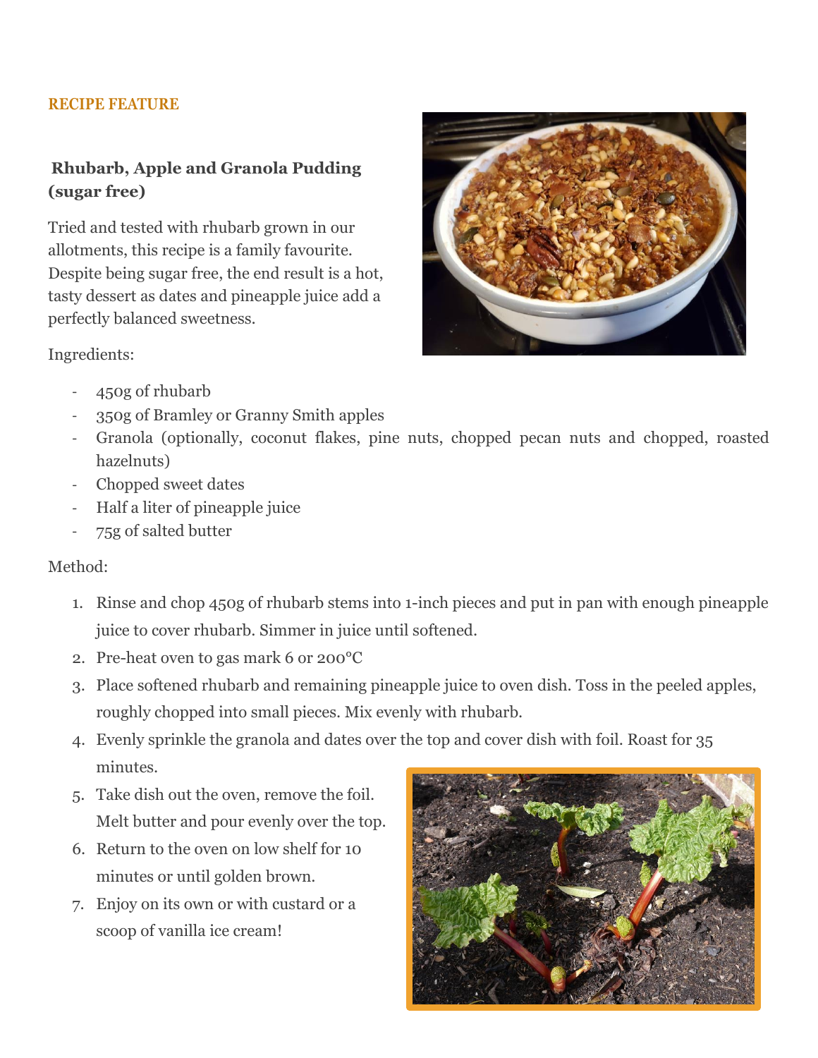RECIPE FEATURE

## Rhubarb, Apple and Granola Pudding (sugar free)

Tried and tested with rhubarb grown in our allotments, this recipe is a family favourite. Despite being sugar free, the end result is a hot, tasty dessert as dates and pineapple juice add a perfectly balanced sweetness.

Ingredients:

- 450g of rhubarb
- 350g of Bramley or Granny Smith apples
- Granola (optionally, coconut flakes, pine nuts, chopped pecan nuts and chopped, roasted hazelnuts)
- Chopped sweet dates
- Half a liter of pineapple juice
- 75g of salted butter

Method:

1. Rinse and chop 450g of rhubarb stems into 1-inch pieces and put in pan with enough pineapple juice to cover rhubarb. Simmer in juice until softened.
2. Pre-heat oven to gas mark 6 or 200°C
3. Place softened rhubarb and remaining pineapple juice to oven dish. Toss in the peeled apples, roughly chopped into small pieces. Mix evenly with rhubarb.
4. Evenly sprinkle the granola and dates over the top and cover dish with foil. Roast for 35 minutes.
5. Take dish out the oven, remove the foil. Melt butter and pour evenly over the top.
6. Return to the oven on low shelf for 10 minutes or until golden brown.
7. Enjoy on its own or with custard or a scoop of vanilla ice cream!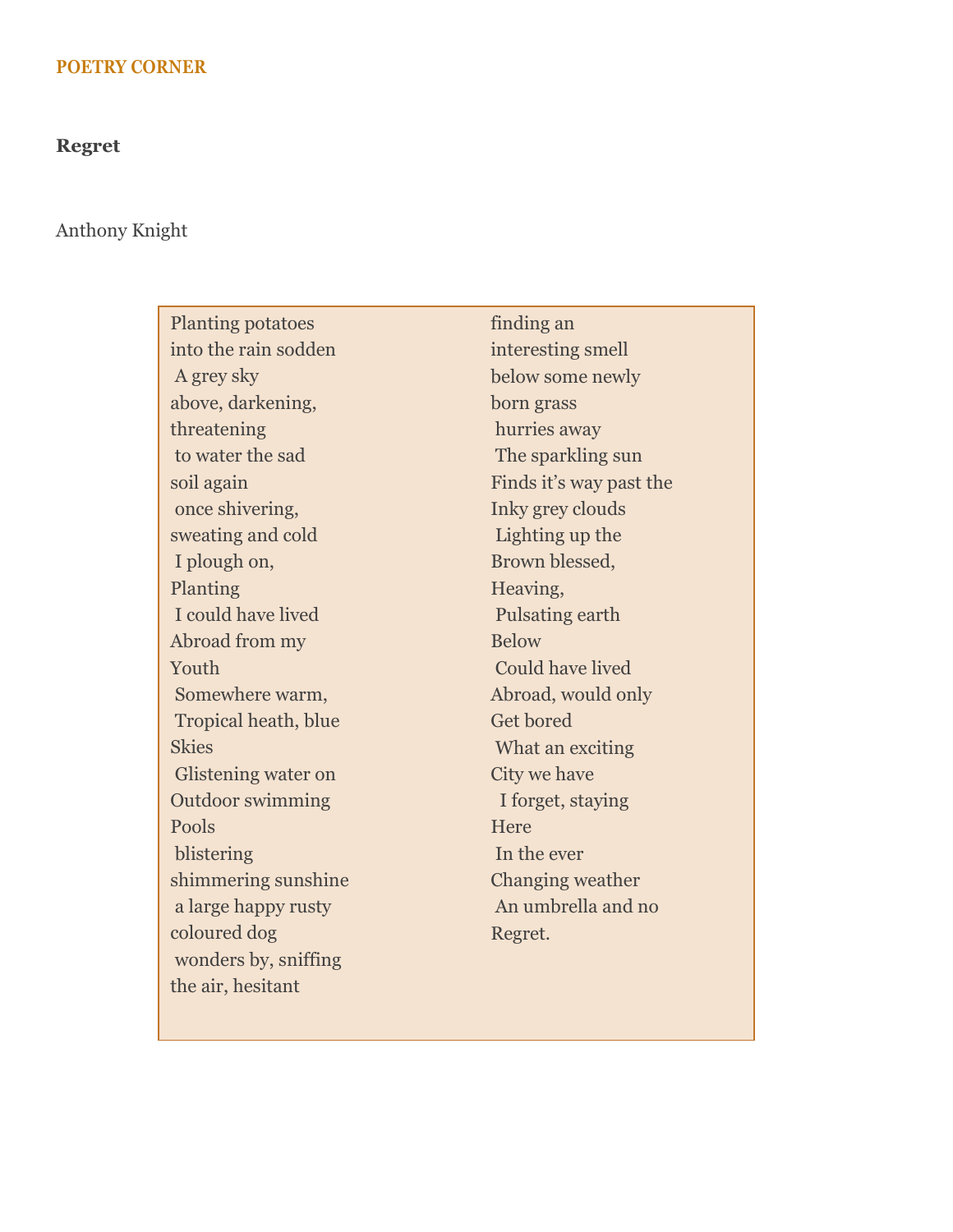POETRY CORNER

## Regret

Anthony Knight

Planting potatoes  
into the rain sodden  
A grey sky  
above, darkening,  
threatening  
to water the sad  
soil again  
once shivering,  
sweating and cold  
I plough on,  
Planting  
I could have lived  
Abroad from my  
Youth  
Somewhere warm,  
Tropical heath, blue  
Skies  
Glistening water on  
Outdoor swimming  
Pools  
blistering  
shimmering sunshine  
a large happy rusty  
coloured dog  
wonders by, sniffing  
the air, hesitant  
finding an  
interesting smell  
below some newly  
born grass  
hurries away  
The sparkling sun  
Finds it's way past the  
Inky grey clouds  
Lighting up the  
Brown blessed,  
Heaving,  
Pulsating earth  
Below  
Could have lived  
Abroad, would only  
Get bored  
What an exciting  
City we have  
I forget, staying  
Here  
In the ever  
Changing weather  
An umbrella and no  
Regret.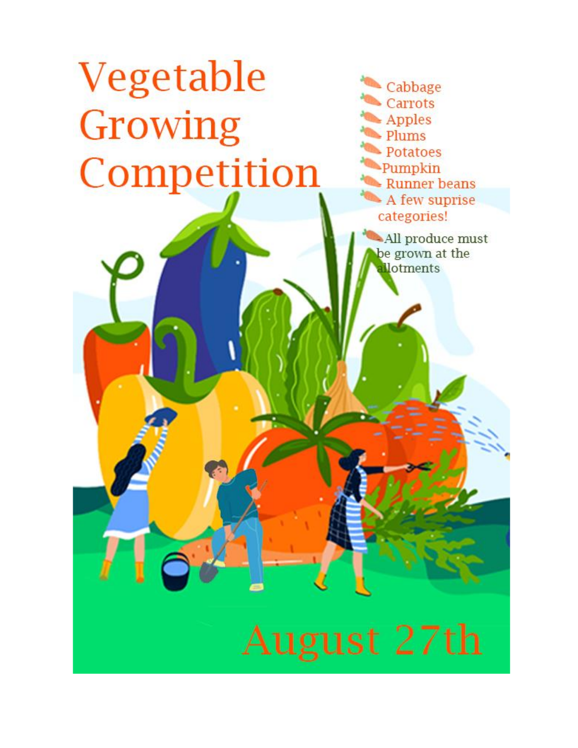# Vegetable Growing Competition

- Cabbage
- Carrots
- Apples
- Plums
- Potatoes
- Pumpkin
- Runner beans
- A few suprise categories!

- All produce must be grown at the allotments

August 27th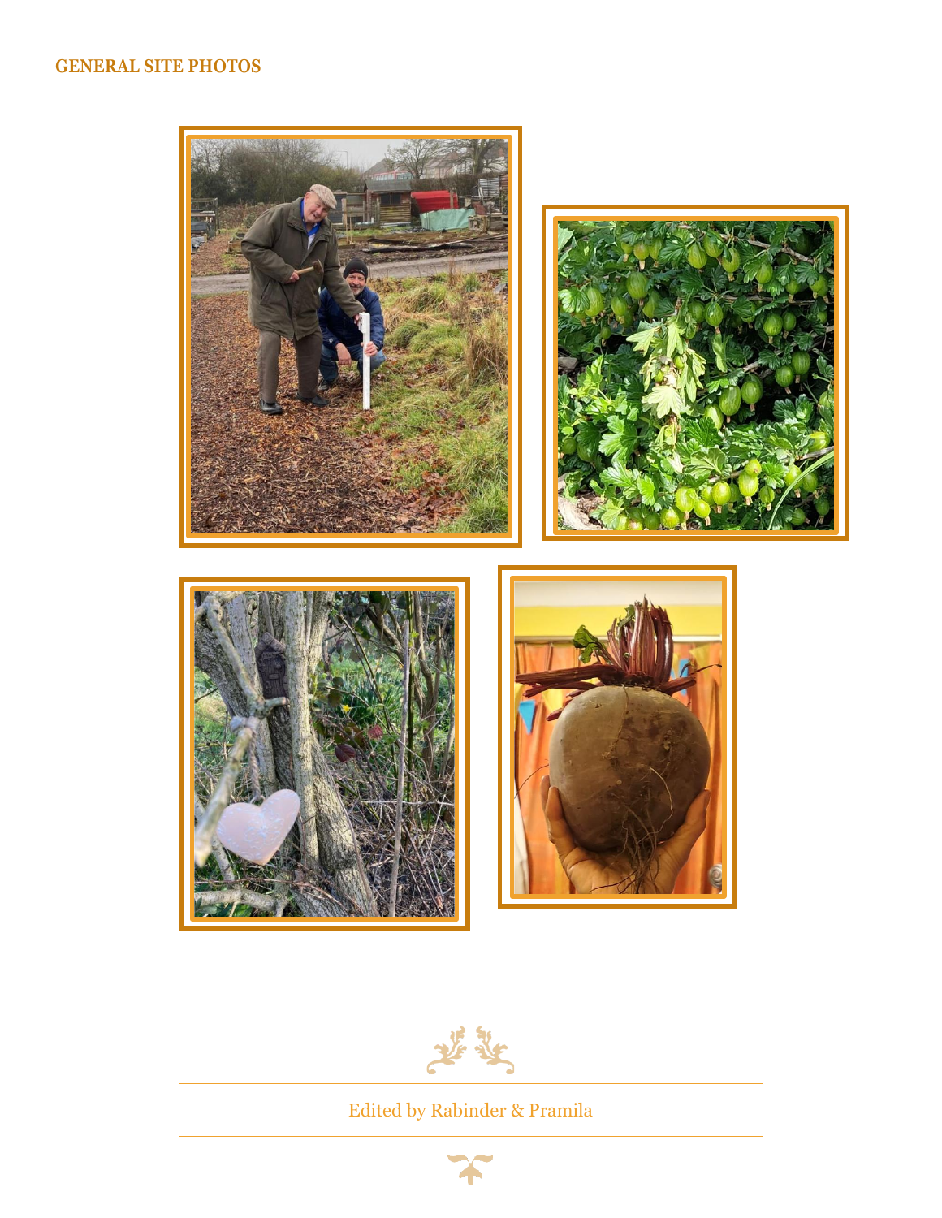## GENERAL SITE PHOTOS

Edited by Rabinder & Pramila